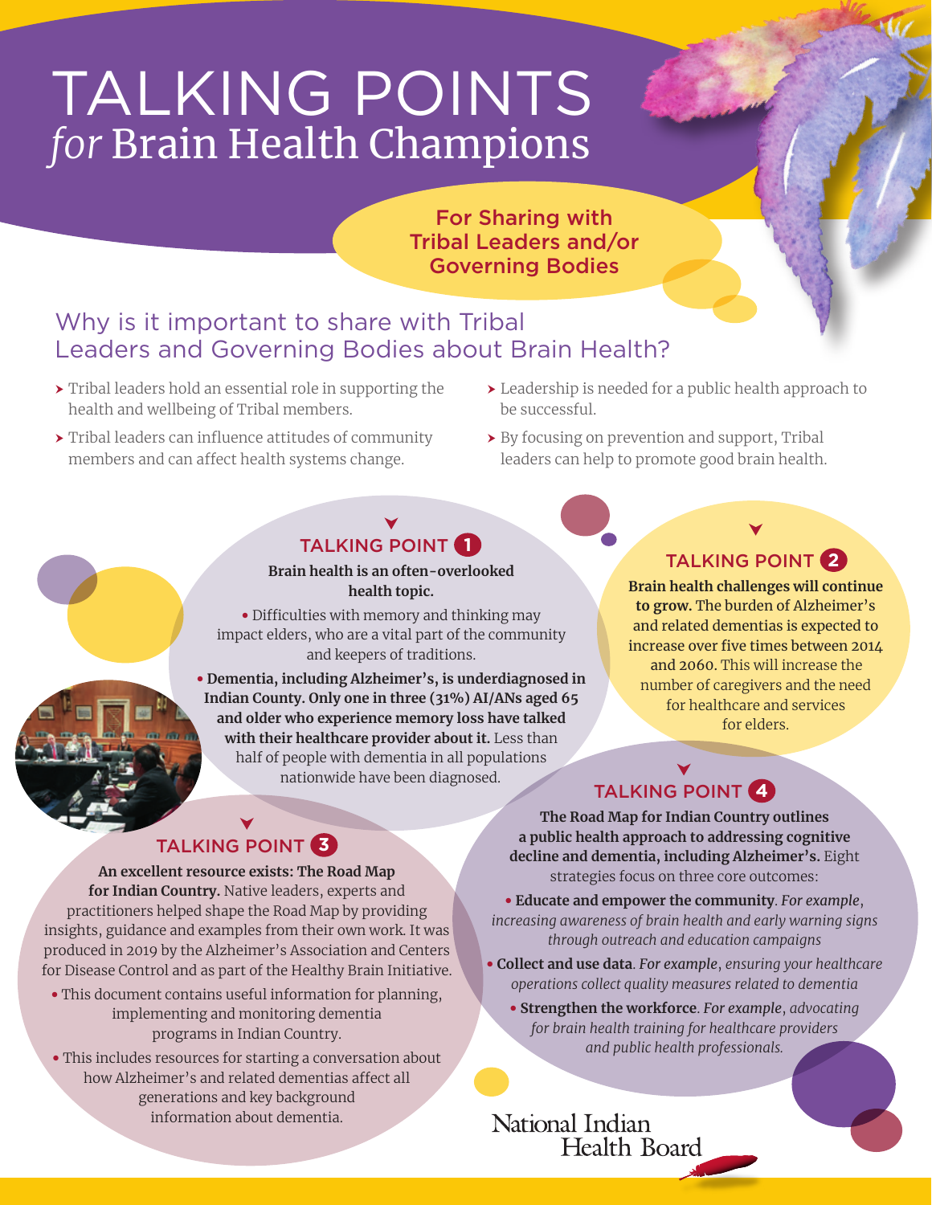# TALKING POINTS *for* Brain Health Champions

**For Sharing with Tribal Leaders and/or Governing Bodies**

## Why is it important to share with Tribal Leaders and Governing Bodies about Brain Health?

- Tribal leaders hold an essential role in supporting the health and wellbeing of Tribal members.
- Tribal leaders can influence attitudes of community members and can affect health systems change.
- Leadership is needed for a public health approach to be successful.
- By focusing on prevention and support, Tribal leaders can help to promote good brain health.

### TALKING POINT 1

**Brain health is an often-overlooked health topic.**

- Difficulties with memory and thinking may impact elders, who are a vital part of the community and keepers of traditions.
- **Dementia, including Alzheimer's, is underdiagnosed in Indian County. Only one in three (31%) AI/ANs aged 65 and older who experience memory loss have talked with their healthcare provider about it.** Less than half of people with dementia in all populations nationwide have been diagnosed.

### TALKING POINT 2

**Brain health challenges will continue to grow.** The burden of Alzheimer's and related dementias is expected to increase over five times between 2014 and 2060. This will increase the number of caregivers and the need for healthcare and services for elders.

### TALKING POINT 3

**An excellent resource exists: The Road Map for Indian Country.** Native leaders, experts and practitioners helped shape the Road Map by providing insights, guidance and examples from their own work. It was produced in 2019 by the Alzheimer's Association and Centers for Disease Control and as part of the Healthy Brain Initiative.

- This document contains useful information for planning, implementing and monitoring dementia programs in Indian Country.
- This includes resources for starting a conversation about how Alzheimer's and related dementias affect all generations and key background information about dementia.

### TALKING POINT 4

**The Road Map for Indian Country outlines a public health approach to addressing cognitive decline and dementia, including Alzheimer's.** Eight strategies focus on three core outcomes:

- **Educate and empower the community**. *For example, increasing awareness of brain health and early warning signs through outreach and education campaigns*
- **Collect and use data**. *For example, ensuring your healthcare operations collect quality measures related to dementia*
- **Strengthen the workforce**. *For example, advocating for brain health training for healthcare providers and public health professionals.*

National Indian Health Board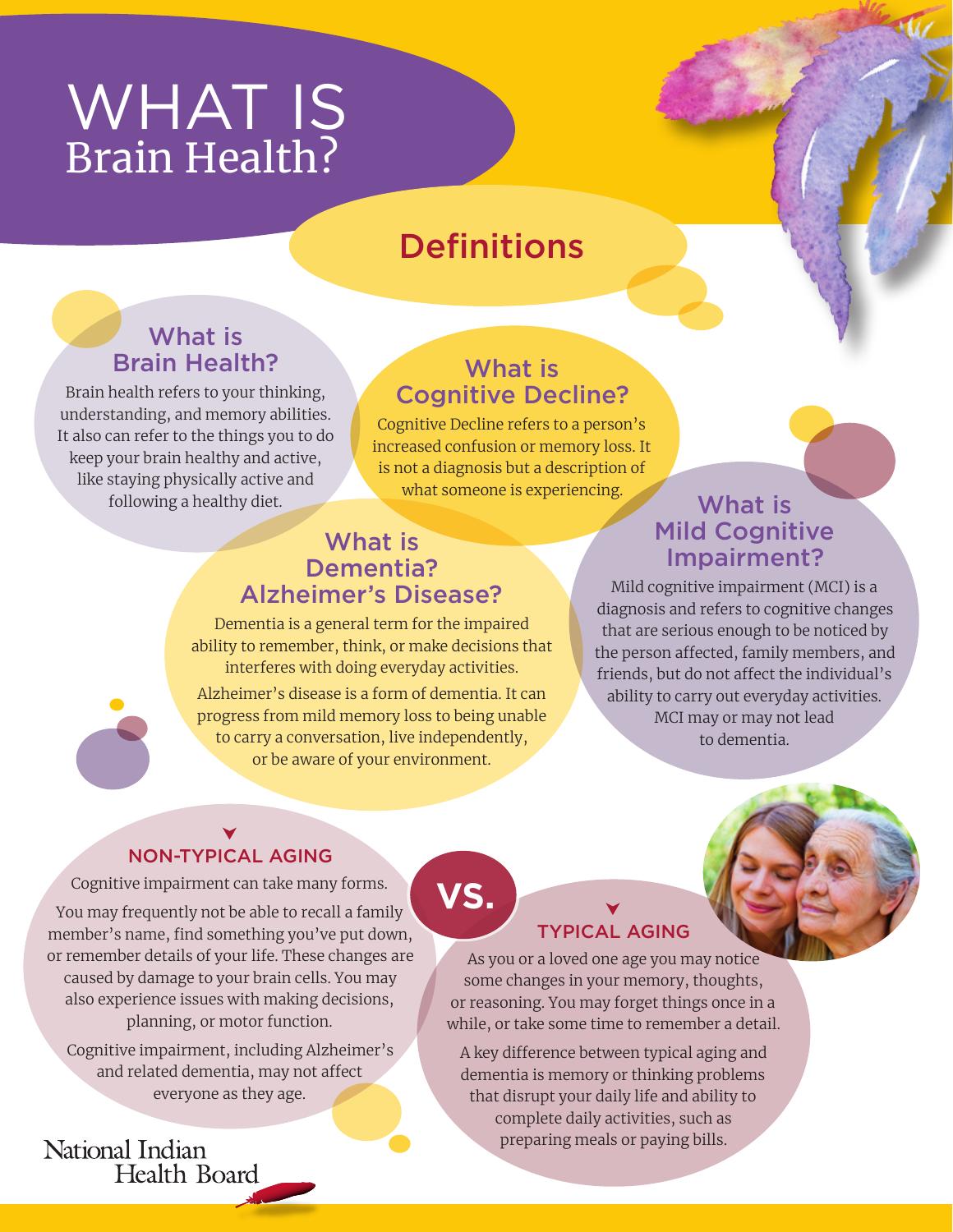# WHAT IS Brain Health?

## Definitions

### What is Brain Health?

Brain health refers to your thinking, understanding, and memory abilities. It also can refer to the things you to do keep your brain healthy and active, like staying physically active and following a healthy diet.

### What is Cognitive Decline?

Cognitive Decline refers to a person's increased confusion or memory loss. It is not a diagnosis but a description of what someone is experiencing.

### What is Dementia? Alzheimer's Disease?

Dementia is a general term for the impaired ability to remember, think, or make decisions that interferes with doing everyday activities.

Alzheimer's disease is a form of dementia. It can progress from mild memory loss to being unable to carry a conversation, live independently, or be aware of your environment.

### What is Mild Cognitive Impairment?

Mild cognitive impairment (MCI) is a diagnosis and refers to cognitive changes that are serious enough to be noticed by the person affected, family members, and friends, but do not affect the individual's ability to carry out everyday activities. MCI may or may not lead to dementia.

## NON-TYPICAL AGING

Cognitive impairment can take many forms.

You may frequently not be able to recall a family member's name, find something you've put down, or remember details of your life. These changes are caused by damage to your brain cells. You may also experience issues with making decisions, planning, or motor function.

Cognitive impairment, including Alzheimer's and related dementia, may not affect everyone as they age.

## VS.

## TYPICAL AGING

As you or a loved one age you may notice some changes in your memory, thoughts, or reasoning. You may forget things once in a while, or take some time to remember a detail.

A key difference between typical aging and dementia is memory or thinking problems that disrupt your daily life and ability to complete daily activities, such as preparing meals or paying bills.

National Indian Health Board